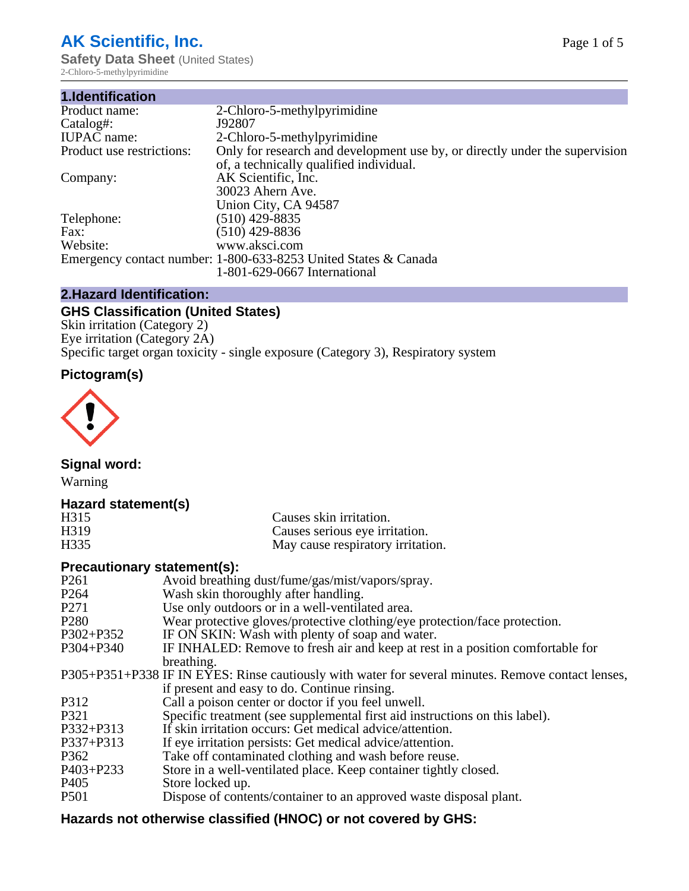# AK Scientific, Inc.

**Safety Data Sheet** (United States)

2-Chloro-5-methylpyrimidine

## 1.Identification

| | |
|---|---|
| Product name: | 2-Chloro-5-methylpyrimidine |
| Catalog#: | J92807 |
| IUPAC name: | 2-Chloro-5-methylpyrimidine |
| Product use restrictions: | Only for research and development use by, or directly under the supervision of, a technically qualified individual. |
| Company: | AK Scientific, Inc.<br>30023 Ahern Ave.<br>Union City, CA 94587 |
| Telephone: | (510) 429-8835 |
| Fax: | (510) 429-8836 |
| Website: | www.aksci.com |
| Emergency contact number: | 1-800-633-8253 United States & Canada<br>1-801-629-0667 International |

## 2.Hazard Identification:

### GHS Classification (United States)

Skin irritation (Category 2)
Eye irritation (Category 2A)
Specific target organ toxicity - single exposure (Category 3), Respiratory system

### Pictogram(s)

### Signal word:

Warning

### Hazard statement(s)

| | |
|---|---|
| H315 | Causes skin irritation. |
| H319 | Causes serious eye irritation. |
| H335 | May cause respiratory irritation. |

### Precautionary statement(s):

| | |
|---|---|
| P261 | Avoid breathing dust/fume/gas/mist/vapors/spray. |
| P264 | Wash skin thoroughly after handling. |
| P271 | Use only outdoors or in a well-ventilated area. |
| P280 | Wear protective gloves/protective clothing/eye protection/face protection. |
| P302+P352 | IF ON SKIN: Wash with plenty of soap and water. |
| P304+P340 | IF INHALED: Remove to fresh air and keep at rest in a position comfortable for breathing. |
| P305+P351+P338 | IF IN EYES: Rinse cautiously with water for several minutes. Remove contact lenses, if present and easy to do. Continue rinsing. |
| P312 | Call a poison center or doctor if you feel unwell. |
| P321 | Specific treatment (see supplemental first aid instructions on this label). |
| P332+P313 | If skin irritation occurs: Get medical advice/attention. |
| P337+P313 | If eye irritation persists: Get medical advice/attention. |
| P362 | Take off contaminated clothing and wash before reuse. |
| P403+P233 | Store in a well-ventilated place. Keep container tightly closed. |
| P405 | Store locked up. |
| P501 | Dispose of contents/container to an approved waste disposal plant. |

### Hazards not otherwise classified (HNOC) or not covered by GHS: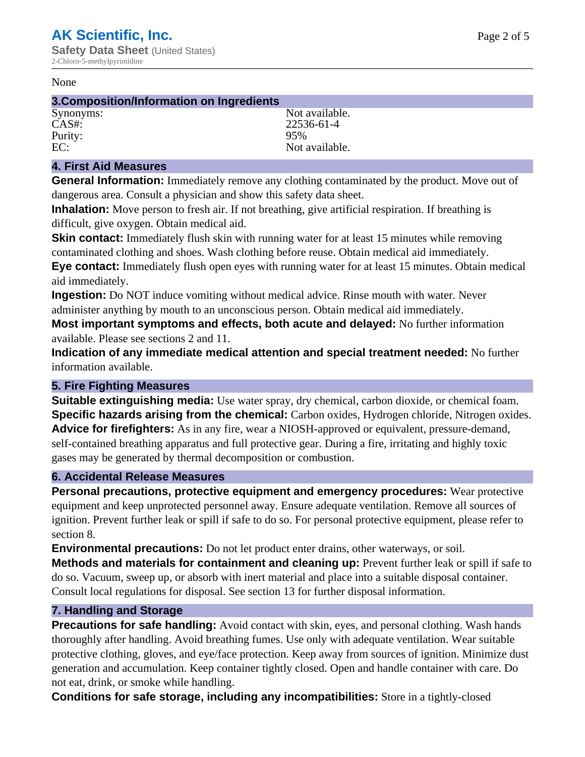None

## 3.Composition/Information on Ingredients

| | |
|---|---|
| Synonyms: | Not available. |
| CAS#: | 22536-61-4 |
| Purity: | 95% |
| EC: | Not available. |

## 4. First Aid Measures

**General Information:** Immediately remove any clothing contaminated by the product. Move out of dangerous area. Consult a physician and show this safety data sheet.

**Inhalation:** Move person to fresh air. If not breathing, give artificial respiration. If breathing is difficult, give oxygen. Obtain medical aid.

**Skin contact:** Immediately flush skin with running water for at least 15 minutes while removing contaminated clothing and shoes. Wash clothing before reuse. Obtain medical aid immediately.

**Eye contact:** Immediately flush open eyes with running water for at least 15 minutes. Obtain medical aid immediately.

**Ingestion:** Do NOT induce vomiting without medical advice. Rinse mouth with water. Never administer anything by mouth to an unconscious person. Obtain medical aid immediately.

**Most important symptoms and effects, both acute and delayed:** No further information available. Please see sections 2 and 11.

**Indication of any immediate medical attention and special treatment needed:** No further information available.

## 5. Fire Fighting Measures

**Suitable extinguishing media:** Use water spray, dry chemical, carbon dioxide, or chemical foam.

**Specific hazards arising from the chemical:** Carbon oxides, Hydrogen chloride, Nitrogen oxides.

**Advice for firefighters:** As in any fire, wear a NIOSH-approved or equivalent, pressure-demand, self-contained breathing apparatus and full protective gear. During a fire, irritating and highly toxic gases may be generated by thermal decomposition or combustion.

## 6. Accidental Release Measures

**Personal precautions, protective equipment and emergency procedures:** Wear protective equipment and keep unprotected personnel away. Ensure adequate ventilation. Remove all sources of ignition. Prevent further leak or spill if safe to do so. For personal protective equipment, please refer to section 8.

**Environmental precautions:** Do not let product enter drains, other waterways, or soil.

**Methods and materials for containment and cleaning up:** Prevent further leak or spill if safe to do so. Vacuum, sweep up, or absorb with inert material and place into a suitable disposal container. Consult local regulations for disposal. See section 13 for further disposal information.

## 7. Handling and Storage

**Precautions for safe handling:** Avoid contact with skin, eyes, and personal clothing. Wash hands thoroughly after handling. Avoid breathing fumes. Use only with adequate ventilation. Wear suitable protective clothing, gloves, and eye/face protection. Keep away from sources of ignition. Minimize dust generation and accumulation. Keep container tightly closed. Open and handle container with care. Do not eat, drink, or smoke while handling.

**Conditions for safe storage, including any incompatibilities:** Store in a tightly-closed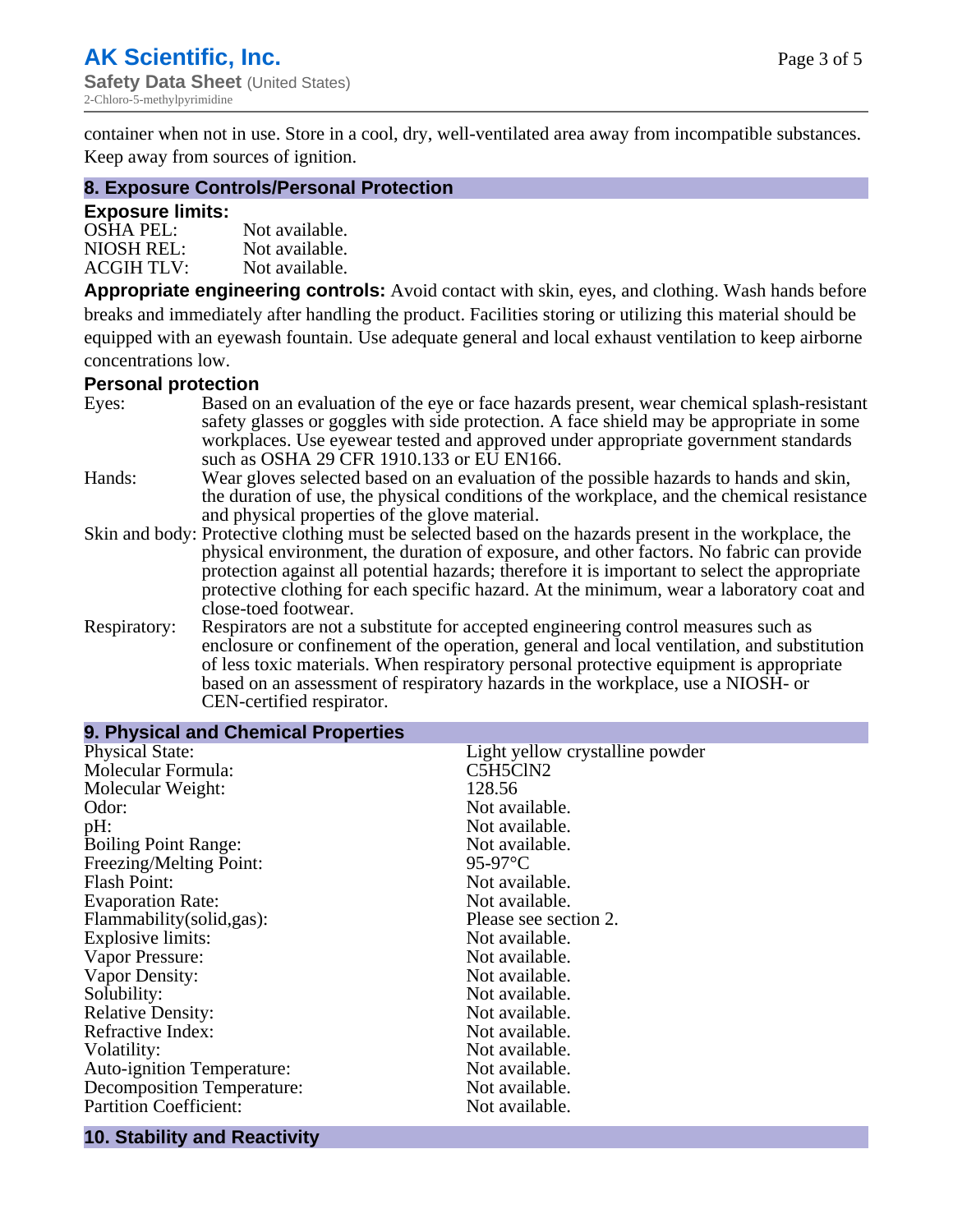container when not in use. Store in a cool, dry, well-ventilated area away from incompatible substances. Keep away from sources of ignition.

## 8. Exposure Controls/Personal Protection

### Exposure limits:

| | |
|---|---|
| OSHA PEL: | Not available. |
| NIOSH REL: | Not available. |
| ACGIH TLV: | Not available. |

**Appropriate engineering controls:** Avoid contact with skin, eyes, and clothing. Wash hands before breaks and immediately after handling the product. Facilities storing or utilizing this material should be equipped with an eyewash fountain. Use adequate general and local exhaust ventilation to keep airborne concentrations low.

### Personal protection

| | |
|---|---|
| Eyes: | Based on an evaluation of the eye or face hazards present, wear chemical splash-resistant safety glasses or goggles with side protection. A face shield may be appropriate in some workplaces. Use eyewear tested and approved under appropriate government standards such as OSHA 29 CFR 1910.133 or EU EN166. |
| Hands: | Wear gloves selected based on an evaluation of the possible hazards to hands and skin, the duration of use, the physical conditions of the workplace, and the chemical resistance and physical properties of the glove material. |
| Skin and body: | Protective clothing must be selected based on the hazards present in the workplace, the physical environment, the duration of exposure, and other factors. No fabric can provide protection against all potential hazards; therefore it is important to select the appropriate protective clothing for each specific hazard. At the minimum, wear a laboratory coat and close-toed footwear. |
| Respiratory: | Respirators are not a substitute for accepted engineering control measures such as enclosure or confinement of the operation, general and local ventilation, and substitution of less toxic materials. When respiratory personal protective equipment is appropriate based on an assessment of respiratory hazards in the workplace, use a NIOSH- or CEN-certified respirator. |

## 9. Physical and Chemical Properties

| | |
|---|---|
| Physical State: | Light yellow crystalline powder |
| Molecular Formula: | $C_5H_5ClN_2$ |
| Molecular Weight: | 128.56 |
| Odor: | Not available. |
| pH: | Not available. |
| Boiling Point Range: | Not available. |
| Freezing/Melting Point: | 95-97°C |
| Flash Point: | Not available. |
| Evaporation Rate: | Not available. |
| Flammability(solid,gas): | Please see section 2. |
| Explosive limits: | Not available. |
| Vapor Pressure: | Not available. |
| Vapor Density: | Not available. |
| Solubility: | Not available. |
| Relative Density: | Not available. |
| Refractive Index: | Not available. |
| Volatility: | Not available. |
| Auto-ignition Temperature: | Not available. |
| Decomposition Temperature: | Not available. |
| Partition Coefficient: | Not available. |

## 10. Stability and Reactivity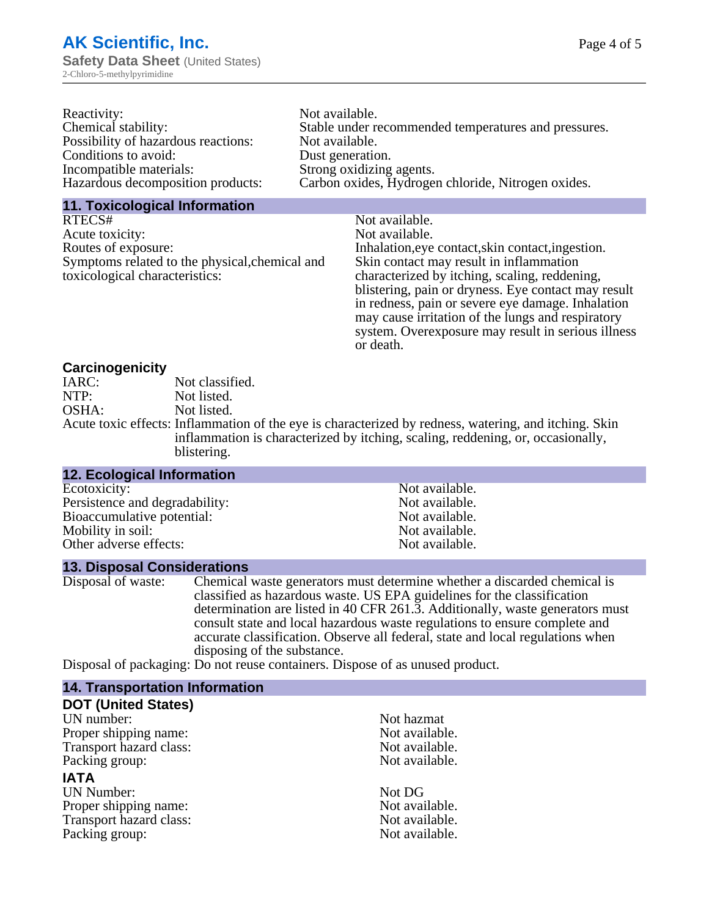| | |
|---|---|
| Reactivity: | Not available. |
| Chemical stability: | Stable under recommended temperatures and pressures. |
| Possibility of hazardous reactions: | Not available. |
| Conditions to avoid: | Dust generation. |
| Incompatible materials: | Strong oxidizing agents. |
| Hazardous decomposition products: | Carbon oxides, Hydrogen chloride, Nitrogen oxides. |

## 11. Toxicological Information

| | |
|---|---|
| RTECS# | Not available. |
| Acute toxicity: | Not available. |
| Routes of exposure: | Inhalation,eye contact,skin contact,ingestion. |
| Symptoms related to the physical,chemical and toxicological characteristics: | Skin contact may result in inflammation characterized by itching, scaling, reddening, blistering, pain or dryness. Eye contact may result in redness, pain or severe eye damage. Inhalation may cause irritation of the lungs and respiratory system. Overexposure may result in serious illness or death. |

### Carcinogenicity

| | |
|---|---|
| IARC: | Not classified. |
| NTP: | Not listed. |
| OSHA: | Not listed. |
| Acute toxic effects: | Inflammation of the eye is characterized by redness, watering, and itching. Skin inflammation is characterized by itching, scaling, reddening, or, occasionally, blistering. |

## 12. Ecological Information

| | |
|---|---|
| Ecotoxicity: | Not available. |
| Persistence and degradability: | Not available. |
| Bioaccumulative potential: | Not available. |
| Mobility in soil: | Not available. |
| Other adverse effects: | Not available. |

## 13. Disposal Considerations

Disposal of waste: Chemical waste generators must determine whether a discarded chemical is classified as hazardous waste. US EPA guidelines for the classification determination are listed in 40 CFR 261.3. Additionally, waste generators must consult state and local hazardous waste regulations to ensure complete and accurate classification. Observe all federal, state and local regulations when disposing of the substance.

Disposal of packaging: Do not reuse containers. Dispose of as unused product.

## 14. Transportation Information

### DOT (United States)

| | |
|---|---|
| UN number: | Not hazmat |
| Proper shipping name: | Not available. |
| Transport hazard class: | Not available. |
| Packing group: | Not available. |

### IATA

| | |
|---|---|
| UN Number: | Not DG |
| Proper shipping name: | Not available. |
| Transport hazard class: | Not available. |
| Packing group: | Not available. |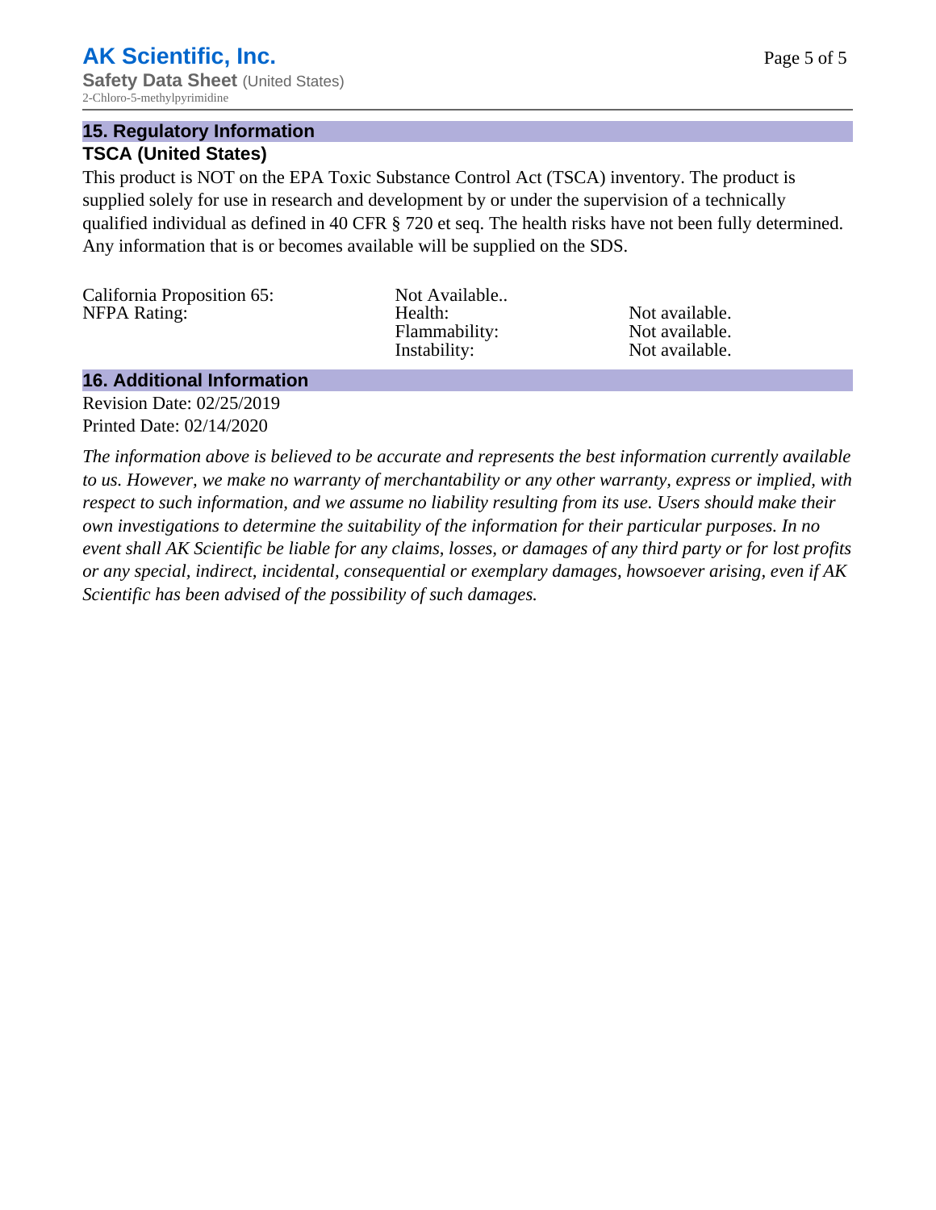## 15. Regulatory Information

### TSCA (United States)

This product is NOT on the EPA Toxic Substance Control Act (TSCA) inventory. The product is supplied solely for use in research and development by or under the supervision of a technically qualified individual as defined in 40 CFR § 720 et seq. The health risks have not been fully determined. Any information that is or becomes available will be supplied on the SDS.

| | | |
|---|---|---|
| California Proposition 65: | Not Available.. | |
| NFPA Rating: | Health: | Not available. |
| | Flammability: | Not available. |
| | Instability: | Not available. |

## 16. Additional Information

Revision Date: 02/25/2019
Printed Date: 02/14/2020

*The information above is believed to be accurate and represents the best information currently available to us. However, we make no warranty of merchantability or any other warranty, express or implied, with respect to such information, and we assume no liability resulting from its use. Users should make their own investigations to determine the suitability of the information for their particular purposes. In no event shall AK Scientific be liable for any claims, losses, or damages of any third party or for lost profits or any special, indirect, incidental, consequential or exemplary damages, howsoever arising, even if AK Scientific has been advised of the possibility of such damages.*